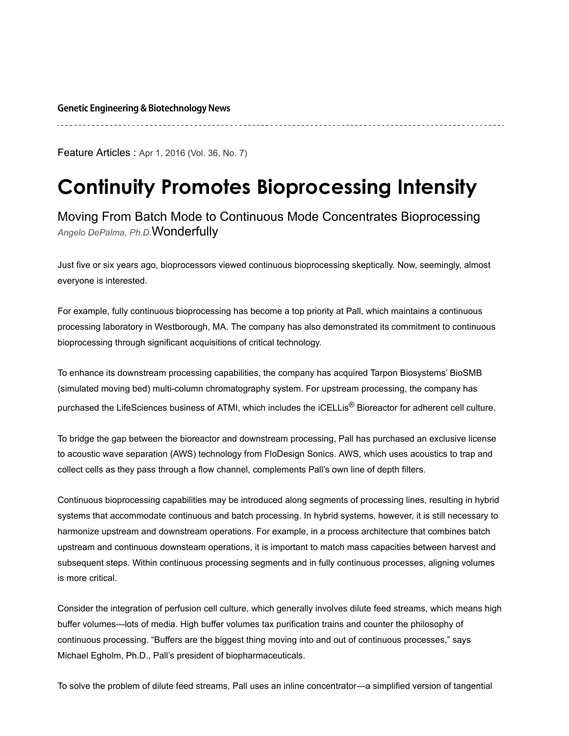Genetic Engineering & Biotechnology News

Feature Articles : Apr 1, 2016 (Vol. 36, No. 7)

# Continuity Promotes Bioprocessing Intensity

## Moving From Batch Mode to Continuous Mode Concentrates Bioprocessing Wonderfully

*Angelo DePalma, Ph.D.*

Just five or six years ago, bioprocessors viewed continuous bioprocessing skeptically. Now, seemingly, almost everyone is interested.

For example, fully continuous bioprocessing has become a top priority at Pall, which maintains a continuous processing laboratory in Westborough, MA. The company has also demonstrated its commitment to continuous bioprocessing through significant acquisitions of critical technology.

To enhance its downstream processing capabilities, the company has acquired Tarpon Biosystems' BioSMB (simulated moving bed) multi-column chromatography system. For upstream processing, the company has purchased the LifeSciences business of ATMI, which includes the iCELLis® Bioreactor for adherent cell culture.

To bridge the gap between the bioreactor and downstream processing, Pall has purchased an exclusive license to acoustic wave separation (AWS) technology from FloDesign Sonics. AWS, which uses acoustics to trap and collect cells as they pass through a flow channel, complements Pall's own line of depth filters.

Continuous bioprocessing capabilities may be introduced along segments of processing lines, resulting in hybrid systems that accommodate continuous and batch processing. In hybrid systems, however, it is still necessary to harmonize upstream and downstream operations. For example, in a process architecture that combines batch upstream and continuous downsteam operations, it is important to match mass capacities between harvest and subsequent steps. Within continuous processing segments and in fully continuous processes, aligning volumes is more critical.

Consider the integration of perfusion cell culture, which generally involves dilute feed streams, which means high buffer volumes—lots of media. High buffer volumes tax purification trains and counter the philosophy of continuous processing. "Buffers are the biggest thing moving into and out of continuous processes," says Michael Egholm, Ph.D., Pall's president of biopharmaceuticals.

To solve the problem of dilute feed streams, Pall uses an inline concentrator—a simplified version of tangential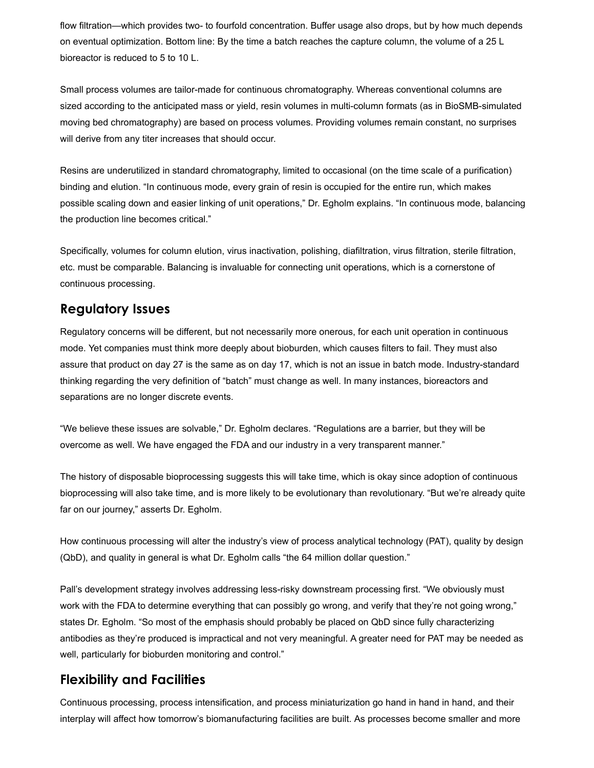flow filtration—which provides two- to fourfold concentration. Buffer usage also drops, but by how much depends on eventual optimization. Bottom line: By the time a batch reaches the capture column, the volume of a 25 L bioreactor is reduced to 5 to 10 L.

Small process volumes are tailor-made for continuous chromatography. Whereas conventional columns are sized according to the anticipated mass or yield, resin volumes in multi-column formats (as in BioSMB-simulated moving bed chromatography) are based on process volumes. Providing volumes remain constant, no surprises will derive from any titer increases that should occur.

Resins are underutilized in standard chromatography, limited to occasional (on the time scale of a purification) binding and elution. "In continuous mode, every grain of resin is occupied for the entire run, which makes possible scaling down and easier linking of unit operations," Dr. Egholm explains. "In continuous mode, balancing the production line becomes critical."

Specifically, volumes for column elution, virus inactivation, polishing, diafiltration, virus filtration, sterile filtration, etc. must be comparable. Balancing is invaluable for connecting unit operations, which is a cornerstone of continuous processing.

## Regulatory Issues

Regulatory concerns will be different, but not necessarily more onerous, for each unit operation in continuous mode. Yet companies must think more deeply about bioburden, which causes filters to fail. They must also assure that product on day 27 is the same as on day 17, which is not an issue in batch mode. Industry-standard thinking regarding the very definition of "batch" must change as well. In many instances, bioreactors and separations are no longer discrete events.

"We believe these issues are solvable," Dr. Egholm declares. "Regulations are a barrier, but they will be overcome as well. We have engaged the FDA and our industry in a very transparent manner."

The history of disposable bioprocessing suggests this will take time, which is okay since adoption of continuous bioprocessing will also take time, and is more likely to be evolutionary than revolutionary. "But we're already quite far on our journey," asserts Dr. Egholm.

How continuous processing will alter the industry's view of process analytical technology (PAT), quality by design (QbD), and quality in general is what Dr. Egholm calls "the 64 million dollar question."

Pall's development strategy involves addressing less-risky downstream processing first. "We obviously must work with the FDA to determine everything that can possibly go wrong, and verify that they're not going wrong," states Dr. Egholm. "So most of the emphasis should probably be placed on QbD since fully characterizing antibodies as they're produced is impractical and not very meaningful. A greater need for PAT may be needed as well, particularly for bioburden monitoring and control."

## Flexibility and Facilities

Continuous processing, process intensification, and process miniaturization go hand in hand in hand, and their interplay will affect how tomorrow's biomanufacturing facilities are built. As processes become smaller and more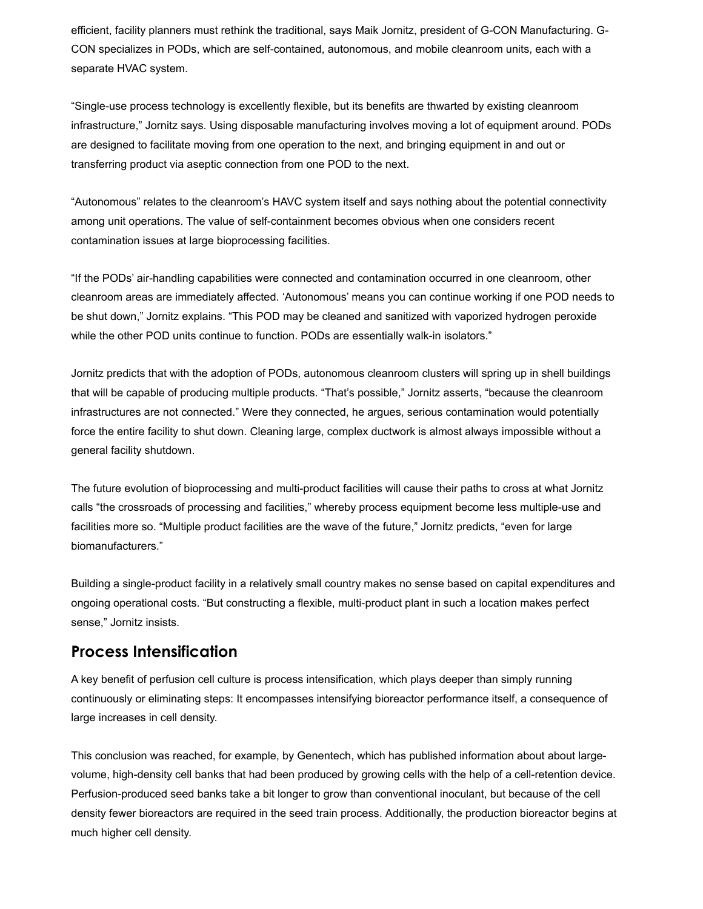efficient, facility planners must rethink the traditional, says Maik Jornitz, president of G-CON Manufacturing. G-CON specializes in PODs, which are self-contained, autonomous, and mobile cleanroom units, each with a separate HVAC system.

“Single-use process technology is excellently flexible, but its benefits are thwarted by existing cleanroom infrastructure,” Jornitz says. Using disposable manufacturing involves moving a lot of equipment around. PODs are designed to facilitate moving from one operation to the next, and bringing equipment in and out or transferring product via aseptic connection from one POD to the next.

“Autonomous” relates to the cleanroom’s HAVC system itself and says nothing about the potential connectivity among unit operations. The value of self-containment becomes obvious when one considers recent contamination issues at large bioprocessing facilities.

“If the PODs’ air-handling capabilities were connected and contamination occurred in one cleanroom, other cleanroom areas are immediately affected. ‘Autonomous’ means you can continue working if one POD needs to be shut down,” Jornitz explains. “This POD may be cleaned and sanitized with vaporized hydrogen peroxide while the other POD units continue to function. PODs are essentially walk-in isolators.”

Jornitz predicts that with the adoption of PODs, autonomous cleanroom clusters will spring up in shell buildings that will be capable of producing multiple products. “That’s possible,” Jornitz asserts, “because the cleanroom infrastructures are not connected.” Were they connected, he argues, serious contamination would potentially force the entire facility to shut down. Cleaning large, complex ductwork is almost always impossible without a general facility shutdown.

The future evolution of bioprocessing and multi-product facilities will cause their paths to cross at what Jornitz calls “the crossroads of processing and facilities,” whereby process equipment become less multiple-use and facilities more so. “Multiple product facilities are the wave of the future,” Jornitz predicts, “even for large biomanufacturers.”

Building a single-product facility in a relatively small country makes no sense based on capital expenditures and ongoing operational costs. “But constructing a flexible, multi-product plant in such a location makes perfect sense,” Jornitz insists.

## Process Intensification

A key benefit of perfusion cell culture is process intensification, which plays deeper than simply running continuously or eliminating steps: It encompasses intensifying bioreactor performance itself, a consequence of large increases in cell density.

This conclusion was reached, for example, by Genentech, which has published information about about large-volume, high-density cell banks that had been produced by growing cells with the help of a cell-retention device. Perfusion-produced seed banks take a bit longer to grow than conventional inoculant, but because of the cell density fewer bioreactors are required in the seed train process. Additionally, the production bioreactor begins at much higher cell density.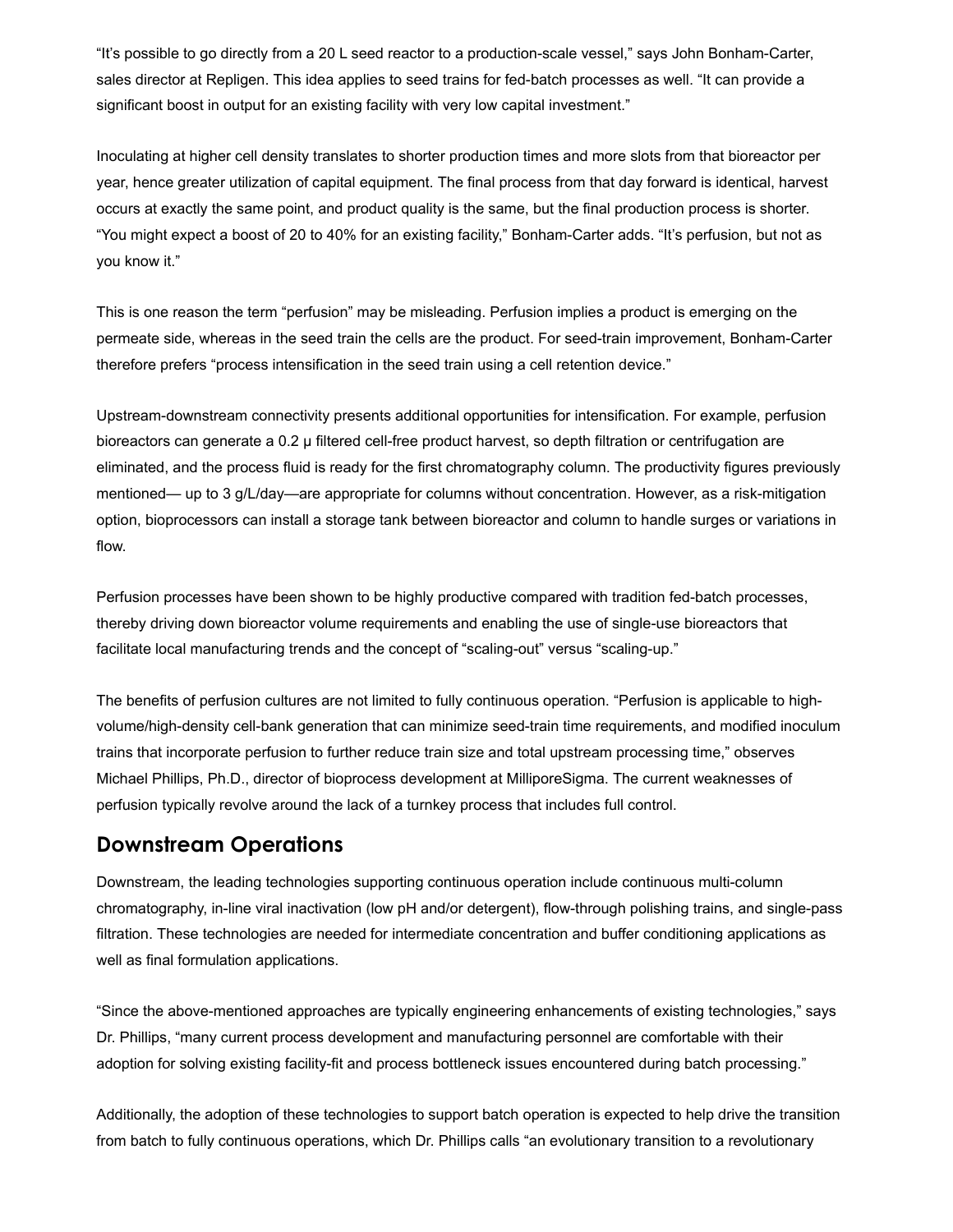"It's possible to go directly from a 20 L seed reactor to a production-scale vessel," says John Bonham-Carter, sales director at Repligen. This idea applies to seed trains for fed-batch processes as well. "It can provide a significant boost in output for an existing facility with very low capital investment."

Inoculating at higher cell density translates to shorter production times and more slots from that bioreactor per year, hence greater utilization of capital equipment. The final process from that day forward is identical, harvest occurs at exactly the same point, and product quality is the same, but the final production process is shorter. "You might expect a boost of 20 to 40% for an existing facility," Bonham-Carter adds. "It's perfusion, but not as you know it."

This is one reason the term "perfusion" may be misleading. Perfusion implies a product is emerging on the permeate side, whereas in the seed train the cells are the product. For seed-train improvement, Bonham-Carter therefore prefers "process intensification in the seed train using a cell retention device."

Upstream-downstream connectivity presents additional opportunities for intensification. For example, perfusion bioreactors can generate a 0.2 μ filtered cell-free product harvest, so depth filtration or centrifugation are eliminated, and the process fluid is ready for the first chromatography column. The productivity figures previously mentioned— up to 3 g/L/day—are appropriate for columns without concentration. However, as a risk-mitigation option, bioprocessors can install a storage tank between bioreactor and column to handle surges or variations in flow.

Perfusion processes have been shown to be highly productive compared with tradition fed-batch processes, thereby driving down bioreactor volume requirements and enabling the use of single-use bioreactors that facilitate local manufacturing trends and the concept of "scaling-out" versus "scaling-up."

The benefits of perfusion cultures are not limited to fully continuous operation. "Perfusion is applicable to high-volume/high-density cell-bank generation that can minimize seed-train time requirements, and modified inoculum trains that incorporate perfusion to further reduce train size and total upstream processing time," observes Michael Phillips, Ph.D., director of bioprocess development at MilliporeSigma. The current weaknesses of perfusion typically revolve around the lack of a turnkey process that includes full control.

## Downstream Operations

Downstream, the leading technologies supporting continuous operation include continuous multi-column chromatography, in-line viral inactivation (low pH and/or detergent), flow-through polishing trains, and single-pass filtration. These technologies are needed for intermediate concentration and buffer conditioning applications as well as final formulation applications.

"Since the above-mentioned approaches are typically engineering enhancements of existing technologies," says Dr. Phillips, "many current process development and manufacturing personnel are comfortable with their adoption for solving existing facility-fit and process bottleneck issues encountered during batch processing."

Additionally, the adoption of these technologies to support batch operation is expected to help drive the transition from batch to fully continuous operations, which Dr. Phillips calls "an evolutionary transition to a revolutionary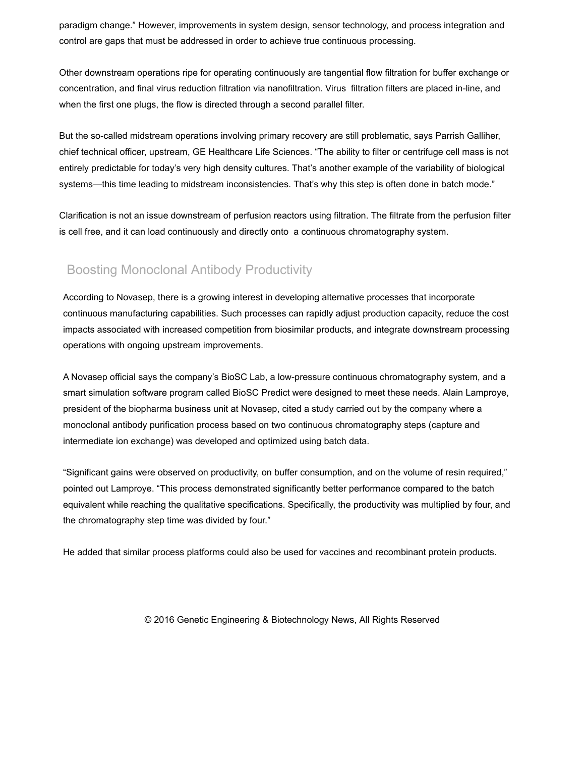paradigm change." However, improvements in system design, sensor technology, and process integration and control are gaps that must be addressed in order to achieve true continuous processing.

Other downstream operations ripe for operating continuously are tangential flow filtration for buffer exchange or concentration, and final virus reduction filtration via nanofiltration. Virus filtration filters are placed in-line, and when the first one plugs, the flow is directed through a second parallel filter.

But the so-called midstream operations involving primary recovery are still problematic, says Parrish Galliher, chief technical officer, upstream, GE Healthcare Life Sciences. "The ability to filter or centrifuge cell mass is not entirely predictable for today's very high density cultures. That's another example of the variability of biological systems—this time leading to midstream inconsistencies. That's why this step is often done in batch mode."

Clarification is not an issue downstream of perfusion reactors using filtration. The filtrate from the perfusion filter is cell free, and it can load continuously and directly onto a continuous chromatography system.

## Boosting Monoclonal Antibody Productivity

According to Novasep, there is a growing interest in developing alternative processes that incorporate continuous manufacturing capabilities. Such processes can rapidly adjust production capacity, reduce the cost impacts associated with increased competition from biosimilar products, and integrate downstream processing operations with ongoing upstream improvements.

A Novasep official says the company's BioSC Lab, a low-pressure continuous chromatography system, and a smart simulation software program called BioSC Predict were designed to meet these needs. Alain Lamproye, president of the biopharma business unit at Novasep, cited a study carried out by the company where a monoclonal antibody purification process based on two continuous chromatography steps (capture and intermediate ion exchange) was developed and optimized using batch data.

"Significant gains were observed on productivity, on buffer consumption, and on the volume of resin required," pointed out Lamproye. "This process demonstrated significantly better performance compared to the batch equivalent while reaching the qualitative specifications. Specifically, the productivity was multiplied by four, and the chromatography step time was divided by four."

He added that similar process platforms could also be used for vaccines and recombinant protein products.

© 2016 Genetic Engineering & Biotechnology News, All Rights Reserved